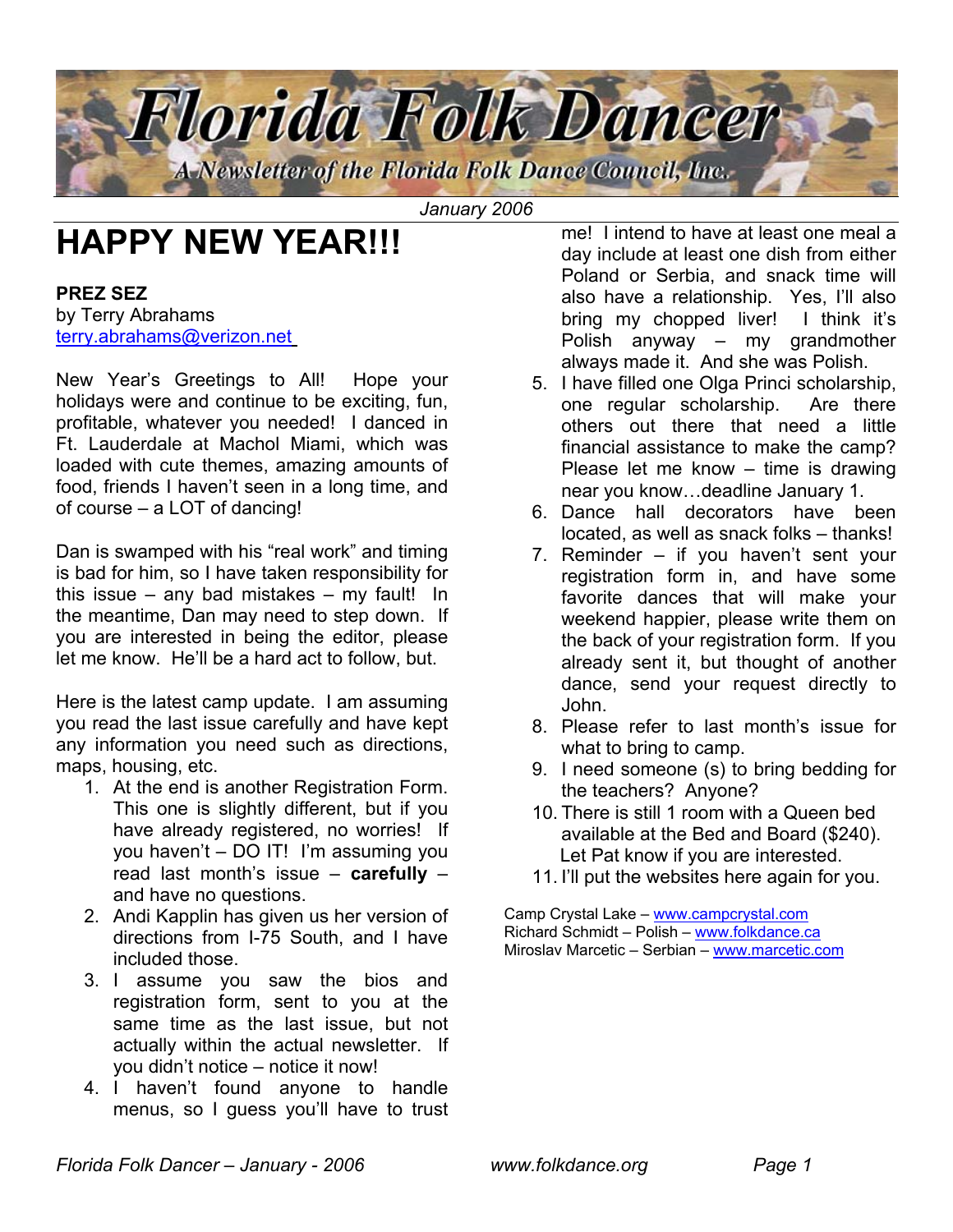# Florida Folk Dancer

*A Newsletter of the Florida Folk Dance Council, Inc.*

*January 2006*

# HAPPY NEW YEAR!!!

**PREZ SEZ**
by Terry Abrahams
terry.abrahams@verizon.net

New Year's Greetings to All! Hope your holidays were and continue to be exciting, fun, profitable, whatever you needed! I danced in Ft. Lauderdale at Machol Miami, which was loaded with cute themes, amazing amounts of food, friends I haven't seen in a long time, and of course – a LOT of dancing!

Dan is swamped with his "real work" and timing is bad for him, so I have taken responsibility for this issue – any bad mistakes – my fault! In the meantime, Dan may need to step down. If you are interested in being the editor, please let me know. He'll be a hard act to follow, but.

Here is the latest camp update. I am assuming you read the last issue carefully and have kept any information you need such as directions, maps, housing, etc.

1. At the end is another Registration Form. This one is slightly different, but if you have already registered, no worries! If you haven't – DO IT! I'm assuming you read last month's issue – **carefully** – and have no questions.
2. Andi Kapplin has given us her version of directions from I-75 South, and I have included those.
3. I assume you saw the bios and registration form, sent to you at the same time as the last issue, but not actually within the actual newsletter. If you didn't notice – notice it now!
4. I haven't found anyone to handle menus, so I guess you'll have to trust me! I intend to have at least one meal a day include at least one dish from either Poland or Serbia, and snack time will also have a relationship. Yes, I'll also bring my chopped liver! I think it's Polish anyway – my grandmother always made it. And she was Polish.
5. I have filled one Olga Princi scholarship, one regular scholarship. Are there others out there that need a little financial assistance to make the camp? Please let me know – time is drawing near you know…deadline January 1.
6. Dance hall decorators have been located, as well as snack folks – thanks!
7. Reminder – if you haven't sent your registration form in, and have some favorite dances that will make your weekend happier, please write them on the back of your registration form. If you already sent it, but thought of another dance, send your request directly to John.
8. Please refer to last month's issue for what to bring to camp.
9. I need someone (s) to bring bedding for the teachers? Anyone?
10. There is still 1 room with a Queen bed available at the Bed and Board ($240). Let Pat know if you are interested.
11. I'll put the websites here again for you.

Camp Crystal Lake – www.campcrystal.com
Richard Schmidt – Polish – www.folkdance.ca
Miroslav Marcetic – Serbian – www.marcetic.com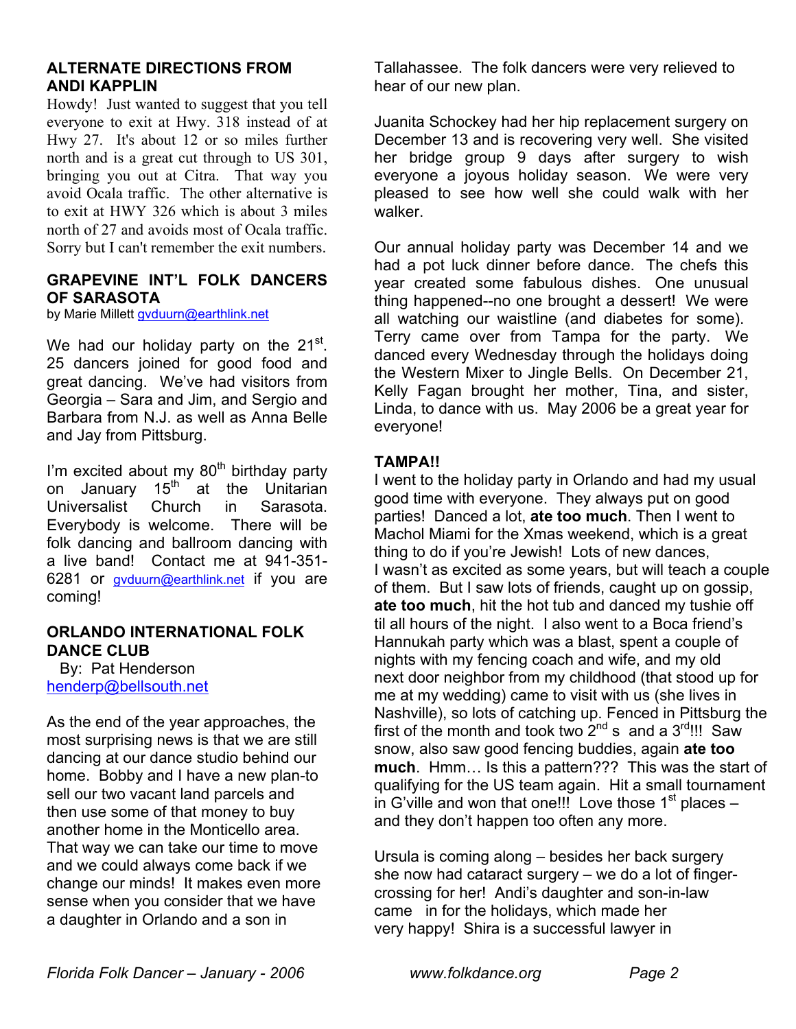## ALTERNATE DIRECTIONS FROM ANDI KAPPLIN

Howdy! Just wanted to suggest that you tell everyone to exit at Hwy. 318 instead of at Hwy 27. It's about 12 or so miles further north and is a great cut through to US 301, bringing you out at Citra. That way you avoid Ocala traffic. The other alternative is to exit at HWY 326 which is about 3 miles north of 27 and avoids most of Ocala traffic. Sorry but I can't remember the exit numbers.

## GRAPEVINE INT'L FOLK DANCERS OF SARASOTA

by Marie Millett gvduurn@earthlink.net

We had our holiday party on the 21st. 25 dancers joined for good food and great dancing. We've had visitors from Georgia – Sara and Jim, and Sergio and Barbara from N.J. as well as Anna Belle and Jay from Pittsburg.

I'm excited about my 80th birthday party on January 15th at the Unitarian Universalist Church in Sarasota. Everybody is welcome. There will be folk dancing and ballroom dancing with a live band! Contact me at 941-351-6281 or gvduurn@earthlink.net if you are coming!

## ORLANDO INTERNATIONAL FOLK DANCE CLUB

By: Pat Henderson
henderp@bellsouth.net

As the end of the year approaches, the most surprising news is that we are still dancing at our dance studio behind our home. Bobby and I have a new plan-to sell our two vacant land parcels and then use some of that money to buy another home in the Monticello area. That way we can take our time to move and we could always come back if we change our minds! It makes even more sense when you consider that we have a daughter in Orlando and a son in Tallahassee. The folk dancers were very relieved to hear of our new plan.

Juanita Schockey had her hip replacement surgery on December 13 and is recovering very well. She visited her bridge group 9 days after surgery to wish everyone a joyous holiday season. We were very pleased to see how well she could walk with her walker.

Our annual holiday party was December 14 and we had a pot luck dinner before dance. The chefs this year created some fabulous dishes. One unusual thing happened--no one brought a dessert! We were all watching our waistline (and diabetes for some). Terry came over from Tampa for the party. We danced every Wednesday through the holidays doing the Western Mixer to Jingle Bells. On December 21, Kelly Fagan brought her mother, Tina, and sister, Linda, to dance with us. May 2006 be a great year for everyone!

## TAMPA!!

I went to the holiday party in Orlando and had my usual good time with everyone. They always put on good parties! Danced a lot, **ate too much**. Then I went to Machol Miami for the Xmas weekend, which is a great thing to do if you're Jewish! Lots of new dances, I wasn't as excited as some years, but will teach a couple of them. But I saw lots of friends, caught up on gossip, **ate too much**, hit the hot tub and danced my tushie off til all hours of the night. I also went to a Boca friend's Hannukah party which was a blast, spent a couple of nights with my fencing coach and wife, and my old next door neighbor from my childhood (that stood up for me at my wedding) came to visit with us (she lives in Nashville), so lots of catching up. Fenced in Pittsburg the first of the month and took two 2nd s and a 3rd!!! Saw snow, also saw good fencing buddies, again **ate too much**. Hmm… Is this a pattern??? This was the start of qualifying for the US team again. Hit a small tournament in G'ville and won that one!!! Love those 1st places – and they don't happen too often any more.

Ursula is coming along – besides her back surgery she now had cataract surgery – we do a lot of finger-crossing for her! Andi's daughter and son-in-law came in for the holidays, which made her very happy! Shira is a successful lawyer in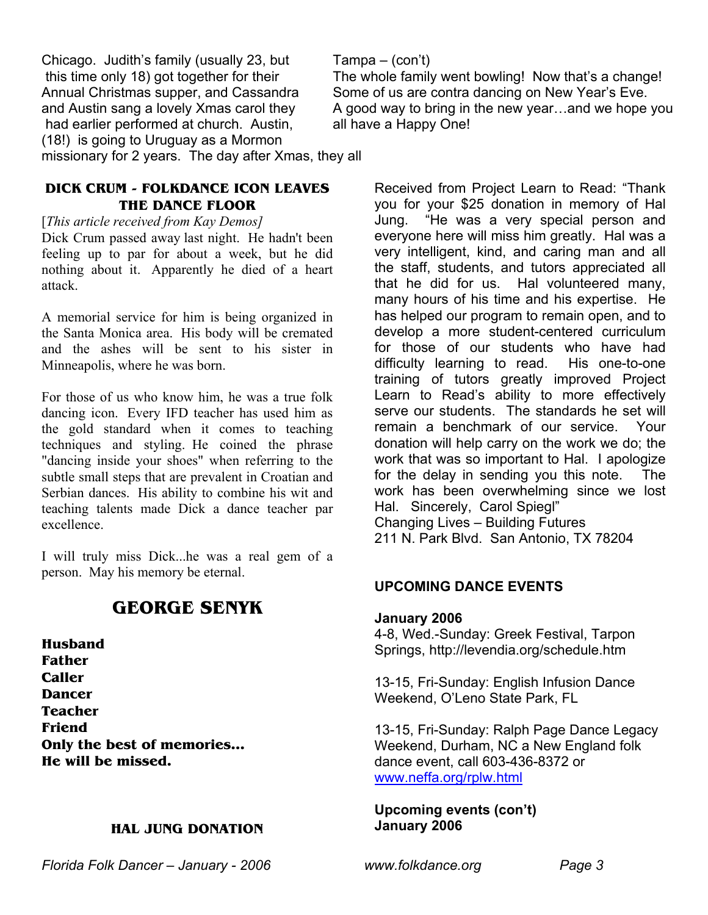Chicago. Judith's family (usually 23, but this time only 18) got together for their Annual Christmas supper, and Cassandra and Austin sang a lovely Xmas carol they had earlier performed at church. Austin, (18!) is going to Uruguay as a Mormon missionary for 2 years. The day after Xmas, they all

Tampa – (con't)

The whole family went bowling! Now that's a change! Some of us are contra dancing on New Year's Eve. A good way to bring in the new year…and we hope you all have a Happy One!

## DICK CRUM - FOLKDANCE ICON LEAVES THE DANCE FLOOR

[*This article received from Kay Demos]*

Dick Crum passed away last night. He hadn't been feeling up to par for about a week, but he did nothing about it. Apparently he died of a heart attack.

A memorial service for him is being organized in the Santa Monica area. His body will be cremated and the ashes will be sent to his sister in Minneapolis, where he was born.

For those of us who know him, he was a true folk dancing icon. Every IFD teacher has used him as the gold standard when it comes to teaching techniques and styling. He coined the phrase "dancing inside your shoes" when referring to the subtle small steps that are prevalent in Croatian and Serbian dances. His ability to combine his wit and teaching talents made Dick a dance teacher par excellence.

I will truly miss Dick...he was a real gem of a person. May his memory be eternal.

## GEORGE SENYK

**Husband**
**Father**
**Caller**
**Dancer**
**Teacher**
**Friend**
**Only the best of memories…**
**He will be missed.**

## HAL JUNG DONATION

Received from Project Learn to Read: "Thank you for your $25 donation in memory of Hal Jung. "He was a very special person and everyone here will miss him greatly. Hal was a very intelligent, kind, and caring man and all the staff, students, and tutors appreciated all that he did for us. Hal volunteered many, many hours of his time and his expertise. He has helped our program to remain open, and to develop a more student-centered curriculum for those of our students who have had difficulty learning to read. His one-to-one training of tutors greatly improved Project Learn to Read's ability to more effectively serve our students. The standards he set will remain a benchmark of our service. Your donation will help carry on the work we do; the work that was so important to Hal. I apologize for the delay in sending you this note. The work has been overwhelming since we lost Hal. Sincerely, Carol Spiegl"

Changing Lives – Building Futures
211 N. Park Blvd. San Antonio, TX 78204

## UPCOMING DANCE EVENTS

**January 2006**

4-8, Wed.-Sunday: Greek Festival, Tarpon Springs, http://levendia.org/schedule.htm

13-15, Fri-Sunday: English Infusion Dance Weekend, O'Leno State Park, FL

13-15, Fri-Sunday: Ralph Page Dance Legacy Weekend, Durham, NC a New England folk dance event, call 603-436-8372 or www.neffa.org/rplw.html

**Upcoming events (con't)**
**January 2006**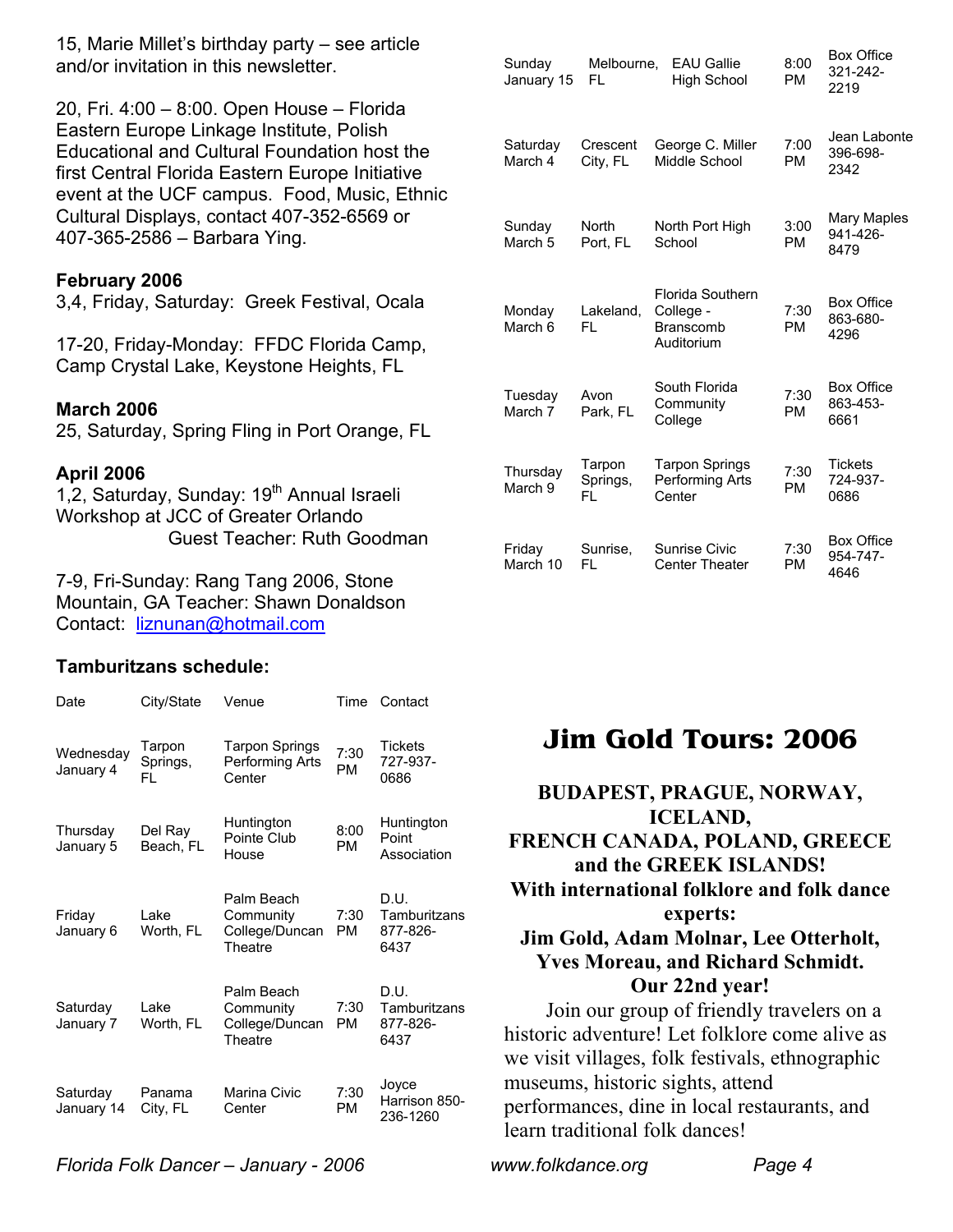15, Marie Millet's birthday party – see article and/or invitation in this newsletter.

20, Fri. 4:00 – 8:00. Open House – Florida Eastern Europe Linkage Institute, Polish Educational and Cultural Foundation host the first Central Florida Eastern Europe Initiative event at the UCF campus. Food, Music, Ethnic Cultural Displays, contact 407-352-6569 or 407-365-2586 – Barbara Ying.

**February 2006**

3,4, Friday, Saturday: Greek Festival, Ocala

17-20, Friday-Monday: FFDC Florida Camp, Camp Crystal Lake, Keystone Heights, FL

**March 2006**

25, Saturday, Spring Fling in Port Orange, FL

**April 2006**

1,2, Saturday, Sunday: 19th Annual Israeli Workshop at JCC of Greater Orlando
Guest Teacher: Ruth Goodman

7-9, Fri-Sunday: Rang Tang 2006, Stone Mountain, GA Teacher: Shawn Donaldson
Contact: liznunan@hotmail.com

**Tamburitzans schedule:**

| Date | City/State | Venue | Time | Contact |
|---|---|---|---|---|
| Wednesday January 4 | Tarpon Springs, FL | Tarpon Springs Performing Arts Center | 7:30 PM | Tickets 727-937-0686 |
| Thursday January 5 | Del Ray Beach, FL | Huntington Pointe Club House | 8:00 PM | Huntington Point Association |
| Friday January 6 | Lake Worth, FL | Palm Beach Community College/Duncan Theatre | 7:30 PM | D.U. Tamburitzans 877-826-6437 |
| Saturday January 7 | Lake Worth, FL | Palm Beach Community College/Duncan Theatre | 7:30 PM | D.U. Tamburitzans 877-826-6437 |
| Saturday January 14 | Panama City, FL | Marina Civic Center | 7:30 PM | Joyce Harrison 850-236-1260 |
| Sunday January 15 | Melbourne, FL | EAU Gallie High School | 8:00 PM | Box Office 321-242-2219 |
| Saturday March 4 | Crescent City, FL | George C. Miller Middle School | 7:00 PM | Jean Labonte 396-698-2342 |
| Sunday March 5 | North Port, FL | North Port High School | 3:00 PM | Mary Maples 941-426-8479 |
| Monday March 6 | Lakeland, FL | Florida Southern College - Branscomb Auditorium | 7:30 PM | Box Office 863-680-4296 |
| Tuesday March 7 | Avon Park, FL | South Florida Community College | 7:30 PM | Box Office 863-453-6661 |
| Thursday March 9 | Tarpon Springs, FL | Tarpon Springs Performing Arts Center | 7:30 PM | Tickets 724-937-0686 |
| Friday March 10 | Sunrise, FL | Sunrise Civic Center Theater | 7:30 PM | Box Office 954-747-4646 |

# Jim Gold Tours: 2006

**BUDAPEST, PRAGUE, NORWAY, ICELAND, FRENCH CANADA, POLAND, GREECE and the GREEK ISLANDS! With international folklore and folk dance experts: Jim Gold, Adam Molnar, Lee Otterholt, Yves Moreau, and Richard Schmidt. Our 22nd year!**

Join our group of friendly travelers on a historic adventure! Let folklore come alive as we visit villages, folk festivals, ethnographic museums, historic sights, attend performances, dine in local restaurants, and learn traditional folk dances!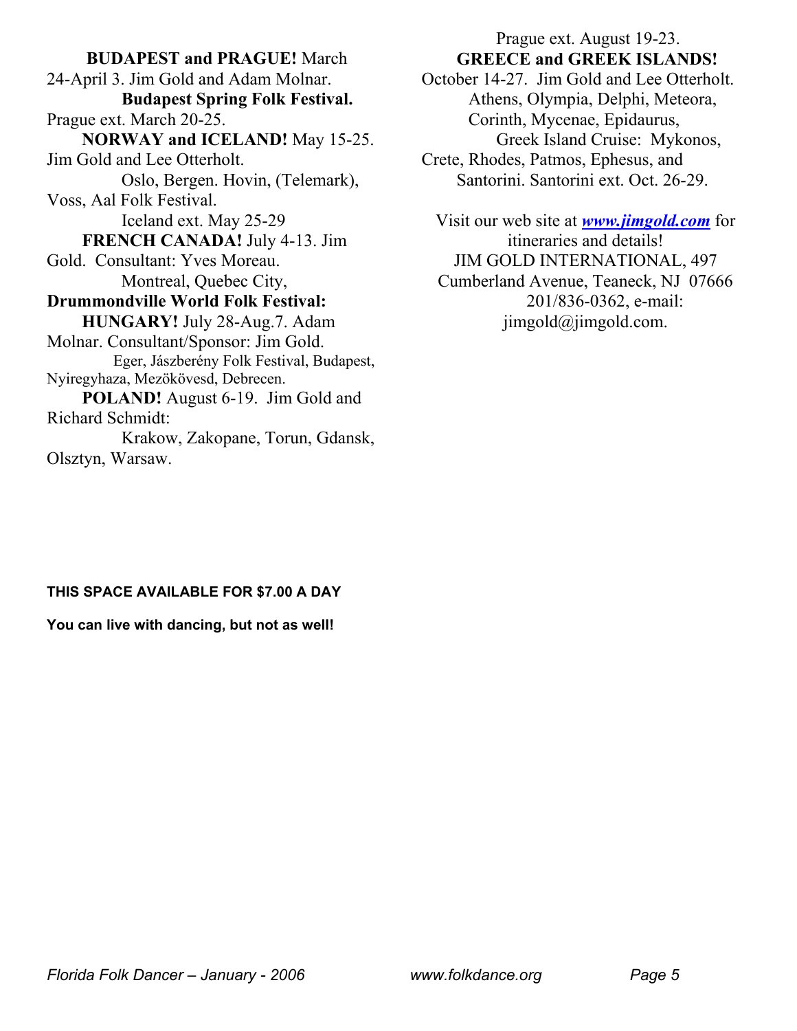**BUDAPEST and PRAGUE!** March 24-April 3. Jim Gold and Adam Molnar.
**Budapest Spring Folk Festival.**
Prague ext. March 20-25.

**NORWAY and ICELAND!** May 15-25. Jim Gold and Lee Otterholt.
Oslo, Bergen. Hovin, (Telemark), Voss, Aal Folk Festival.
Iceland ext. May 25-29

**FRENCH CANADA!** July 4-13. Jim Gold. Consultant: Yves Moreau.
Montreal, Quebec City,
**Drummondville World Folk Festival:**

**HUNGARY!** July 28-Aug.7. Adam Molnar. Consultant/Sponsor: Jim Gold.
Eger, Jászberény Folk Festival, Budapest, Nyiregyhaza, Mezökövesd, Debrecen.

**POLAND!** August 6-19. Jim Gold and Richard Schmidt:
Krakow, Zakopane, Torun, Gdansk, Olsztyn, Warsaw.
Prague ext. August 19-23.

**GREECE and GREEK ISLANDS!** October 14-27. Jim Gold and Lee Otterholt.
Athens, Olympia, Delphi, Meteora, Corinth, Mycenae, Epidaurus,
Greek Island Cruise: Mykonos, Crete, Rhodes, Patmos, Ephesus, and Santorini. Santorini ext. Oct. 26-29.

Visit our web site at ***www.jimgold.com*** for itineraries and details!
JIM GOLD INTERNATIONAL, 497 Cumberland Avenue, Teaneck, NJ 07666
201/836-0362, e-mail: jimgold@jimgold.com.

**THIS SPACE AVAILABLE FOR $7.00 A DAY**

**You can live with dancing, but not as well!**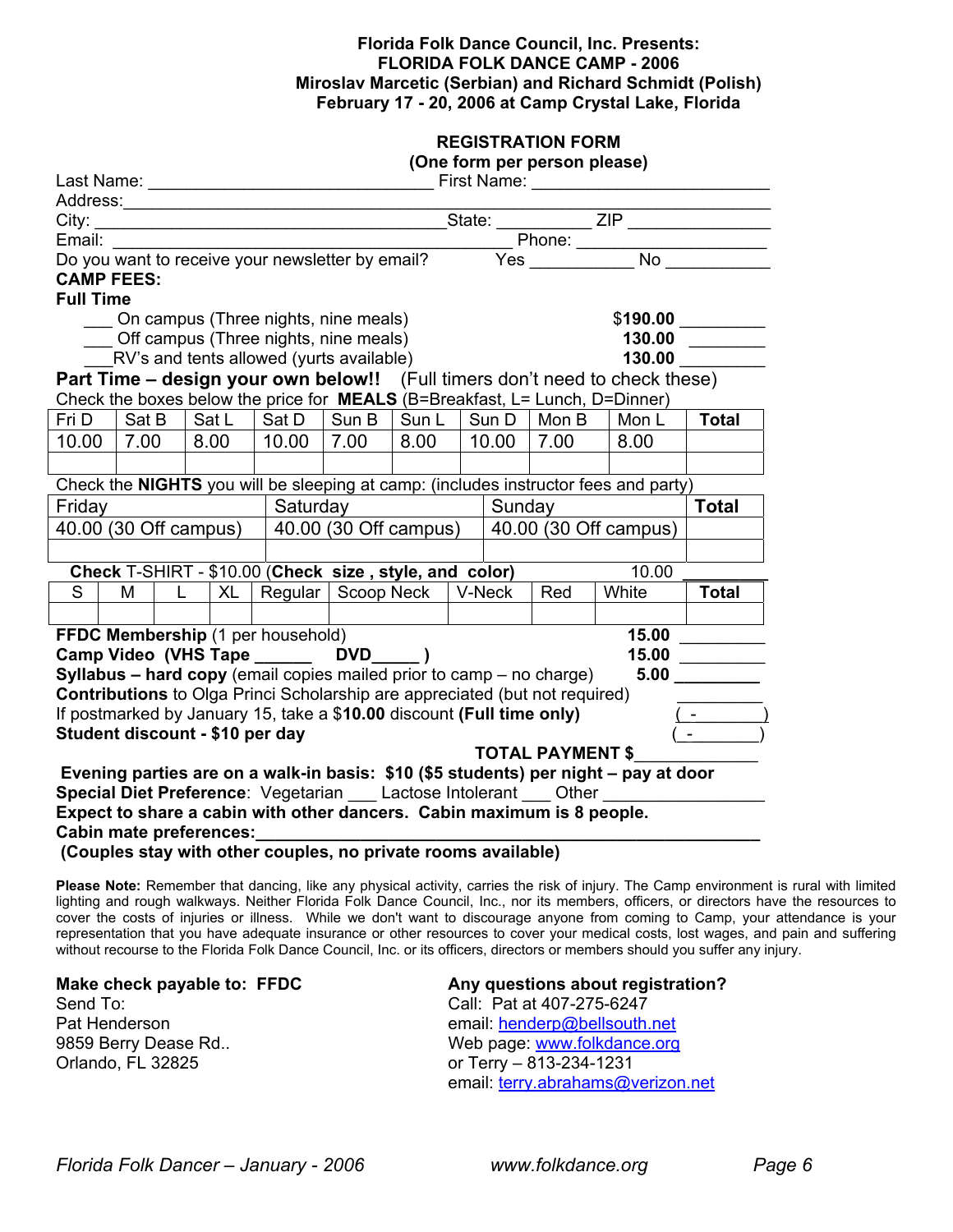**Florida Folk Dance Council, Inc. Presents:**
**FLORIDA FOLK DANCE CAMP - 2006**
**Miroslav Marcetic (Serbian) and Richard Schmidt (Polish)**
**February 17 - 20, 2006 at Camp Crystal Lake, Florida**

## REGISTRATION FORM
**(One form per person please)**

Last Name: ______________________________ First Name: ________________________
Address:___________________________________________________________________
City: ____________________________________State: __________ ZIP ______________
Email: ___________________________________________ Phone: ____________________
Do you want to receive your newsletter by email? Yes ___________ No ___________

**CAMP FEES:**

**Full Time**

- ___ On campus (Three nights, nine meals) **$190.00** _________
- ___ Off campus (Three nights, nine meals) **130.00** _________
- ___RV's and tents allowed (yurts available) **130.00** _________

**Part Time – design your own below!!** (Full timers don't need to check these)

Check the boxes below the price for **MEALS** (B=Breakfast, L= Lunch, D=Dinner)

| Fri D | Sat B | Sat L | Sat D | Sun B | Sun L | Sun D | Mon B | Mon L | Total |
|---|---|---|---|---|---|---|---|---|---|
| 10.00 | 7.00 | 8.00 | 10.00 | 7.00 | 8.00 | 10.00 | 7.00 | 8.00 | |
| | | | | | | | | | |

Check the **NIGHTS** you will be sleeping at camp: (includes instructor fees and party)

| Friday | Saturday | Sunday | Total |
|---|---|---|---|
| 40.00 (30 Off campus) | 40.00 (30 Off campus) | 40.00 (30 Off campus) | |
| | | | |

**Check** T-SHIRT - $10.00 (**Check size , style, and color)** 10.00 _________

| S | M | L | XL | Regular | Scoop Neck | V-Neck | Red | White | Total |
|---|---|---|---|---|---|---|---|---|---|
| | | | | | | | | | |

**FFDC Membership** (1 per household) **15.00** _________
**Camp Video (VHS Tape ______ DVD_____ )** **15.00** _________
**Syllabus – hard copy** (email copies mailed prior to camp – no charge) **5.00** _________
**Contributions** to Olga Princi Scholarship are appreciated (but not required) _________
If postmarked by January 15, take a $**10.00** discount **(Full time only)** ( - _______)
**Student discount - $10 per day** ( - _______)

**TOTAL PAYMENT $**____________

**Evening parties are on a walk-in basis: $10 ($5 students) per night – pay at door**
**Special Diet Preference**: Vegetarian ___ Lactose Intolerant ___ Other ________________
**Expect to share a cabin with other dancers. Cabin maximum is 8 people.**
**Cabin mate preferences:**_____________________________________________________
**(Couples stay with other couples, no private rooms available)**

**Please Note:** Remember that dancing, like any physical activity, carries the risk of injury. The Camp environment is rural with limited lighting and rough walkways. Neither Florida Folk Dance Council, Inc., nor its members, officers, or directors have the resources to cover the costs of injuries or illness. While we don't want to discourage anyone from coming to Camp, your attendance is your representation that you have adequate insurance or other resources to cover your medical costs, lost wages, and pain and suffering without recourse to the Florida Folk Dance Council, Inc. or its officers, directors or members should you suffer any injury.

**Make check payable to: FFDC**
Send To:
Pat Henderson
9859 Berry Dease Rd..
Orlando, FL 32825

**Any questions about registration?**
Call: Pat at 407-275-6247
email: henderp@bellsouth.net
Web page: www.folkdance.org
or Terry – 813-234-1231
email: terry.abrahams@verizon.net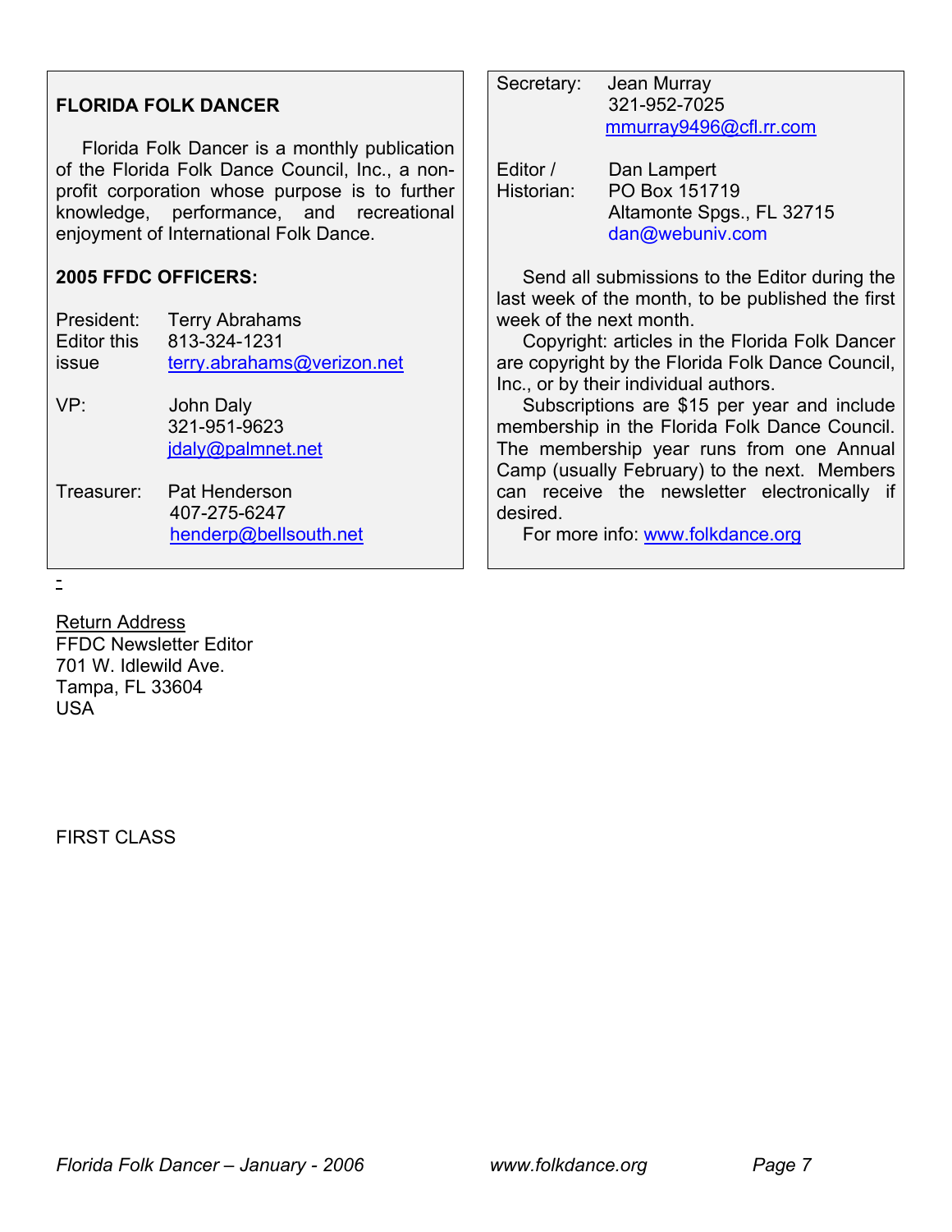**FLORIDA FOLK DANCER**

Florida Folk Dancer is a monthly publication of the Florida Folk Dance Council, Inc., a non-profit corporation whose purpose is to further knowledge, performance, and recreational enjoyment of International Folk Dance.

**2005 FFDC OFFICERS:**

President: Editor this issue — Terry Abrahams
813-324-1231
terry.abrahams@verizon.net

VP: John Daly
321-951-9623
jdaly@palmnet.net

Treasurer: Pat Henderson
407-275-6247
henderp@bellsouth.net

Secretary: Jean Murray
321-952-7025
mmurray9496@cfl.rr.com

Editor / Historian: Dan Lampert
PO Box 151719
Altamonte Spgs., FL 32715
dan@webuniv.com

Send all submissions to the Editor during the last week of the month, to be published the first week of the next month.

Copyright: articles in the Florida Folk Dancer are copyright by the Florida Folk Dance Council, Inc., or by their individual authors.

Subscriptions are $15 per year and include membership in the Florida Folk Dance Council. The membership year runs from one Annual Camp (usually February) to the next. Members can receive the newsletter electronically if desired.

For more info: www.folkdance.org

-

Return Address
FFDC Newsletter Editor
701 W. Idlewild Ave.
Tampa, FL 33604
USA

FIRST CLASS